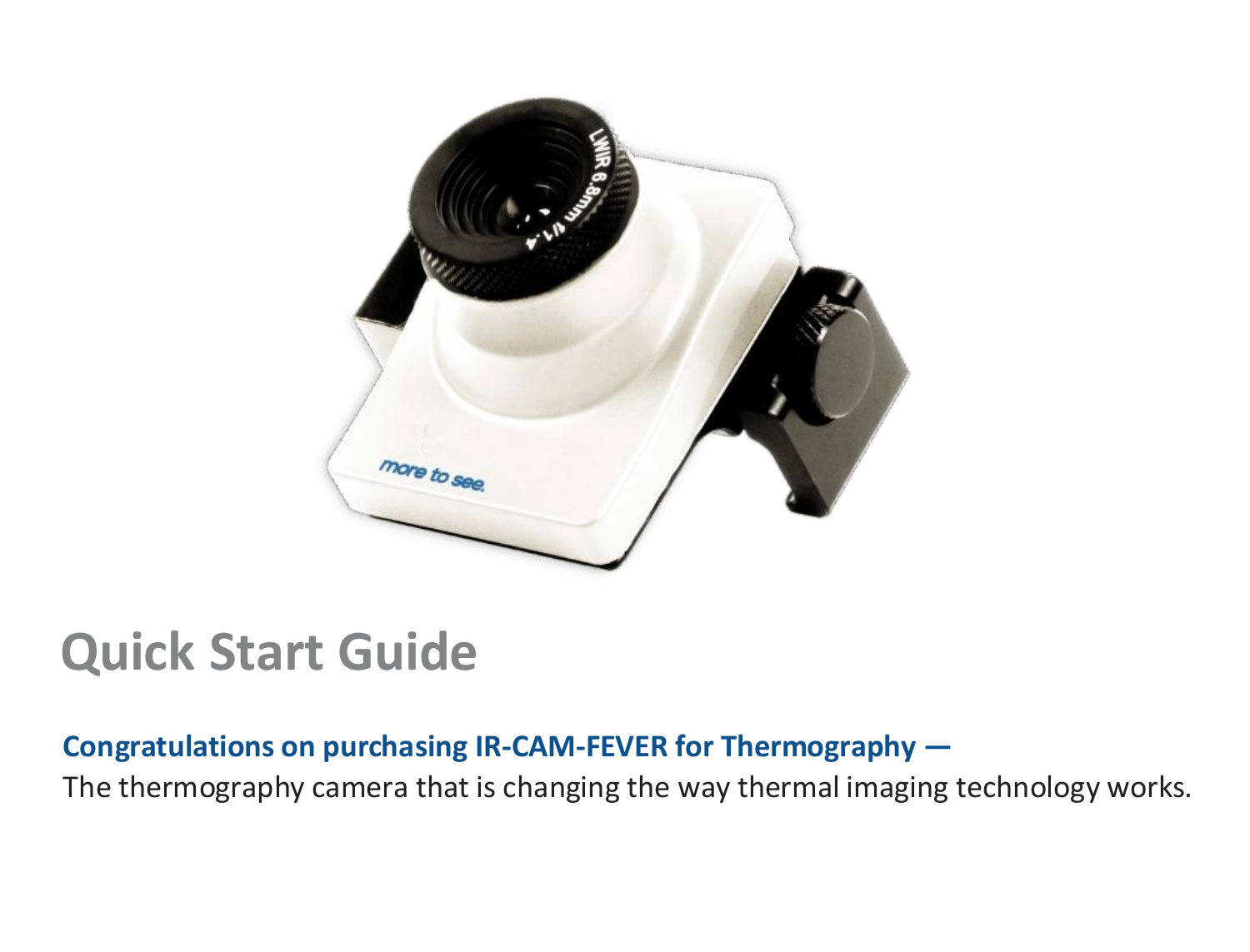# Quick Start Guide

**Congratulations on purchasing IR-CAM-FEVER for Thermography —**

The thermography camera that is changing the way thermal imaging technology works.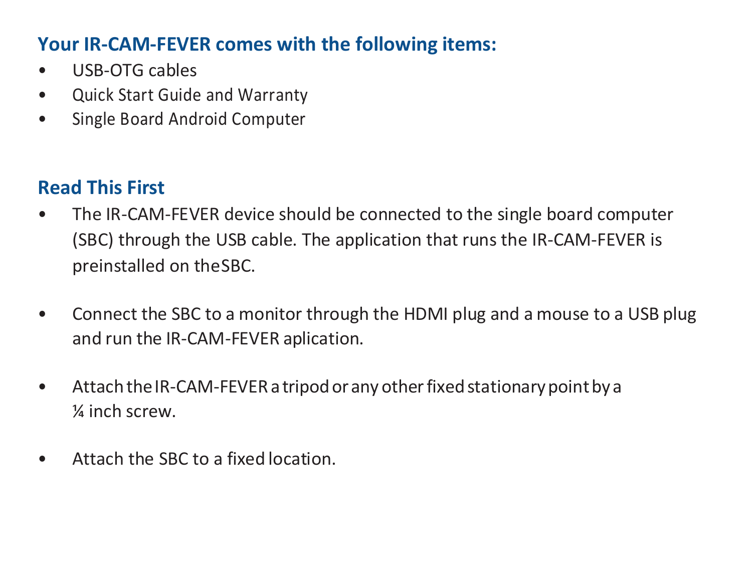## Your IR-CAM-FEVER comes with the following items:

- USB-OTG cables
- Quick Start Guide and Warranty
- Single Board Android Computer

## Read This First

- The IR-CAM-FEVER device should be connected to the single board computer (SBC) through the USB cable. The application that runs the IR-CAM-FEVER is preinstalled on theSBC.

- Connect the SBC to a monitor through the HDMI plug and a mouse to a USB plug and run the IR-CAM-FEVER aplication.

- Attach the IR-CAM-FEVER a tripod or any other fixed stationary point by a ¼ inch screw.

- Attach the SBC to a fixed location.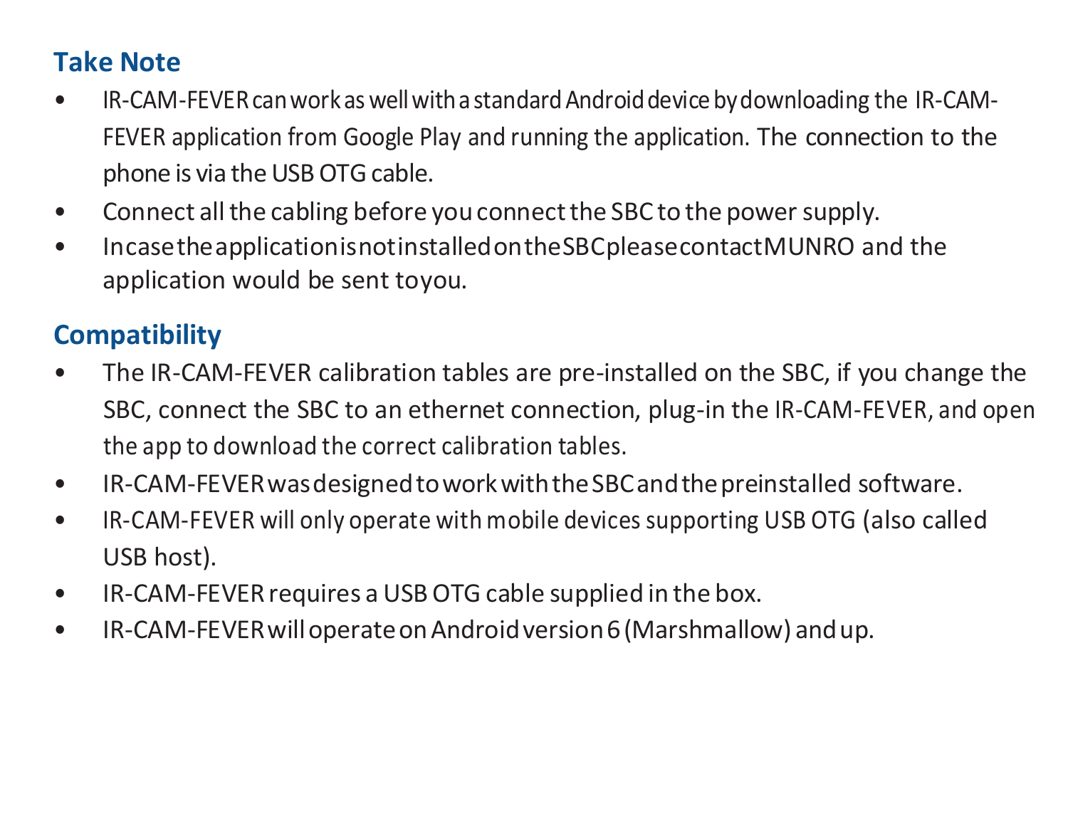## Take Note

- IR-CAM-FEVER can work as well with a standard Android device by downloading the IR-CAM-FEVER application from Google Play and running the application. The connection to the phone is via the USB OTG cable.
- Connect all the cabling before you connect the SBC to the power supply.
- In case the application is not installed on the SBC please contact MUNRO and the application would be sent toyou.

## Compatibility

- The IR-CAM-FEVER calibration tables are pre-installed on the SBC, if you change the SBC, connect the SBC to an ethernet connection, plug-in the IR-CAM-FEVER, and open the app to download the correct calibration tables.
- IR-CAM-FEVER was designed to work with the SBC and the preinstalled software.
- IR-CAM-FEVER will only operate with mobile devices supporting USB OTG (also called USB host).
- IR-CAM-FEVER requires a USB OTG cable supplied in the box.
- IR-CAM-FEVER will operate on Android version 6 (Marshmallow) and up.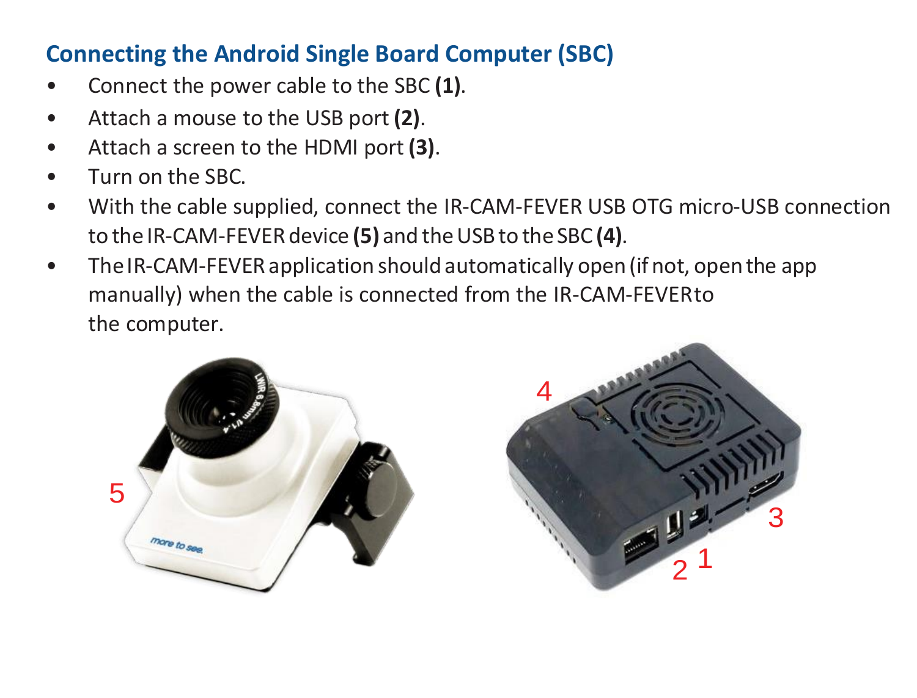## Connecting the Android Single Board Computer (SBC)

- Connect the power cable to the SBC **(1)**.
- Attach a mouse to the USB port **(2)**.
- Attach a screen to the HDMI port **(3)**.
- Turn on the SBC.
- With the cable supplied, connect the IR-CAM-FEVER USB OTG micro-USB connection to the IR-CAM-FEVER device **(5)** and the USB to the SBC **(4)**.
- The IR-CAM-FEVER application should automatically open (if not, open the app manually) when the cable is connected from the IR-CAM-FEVER to the computer.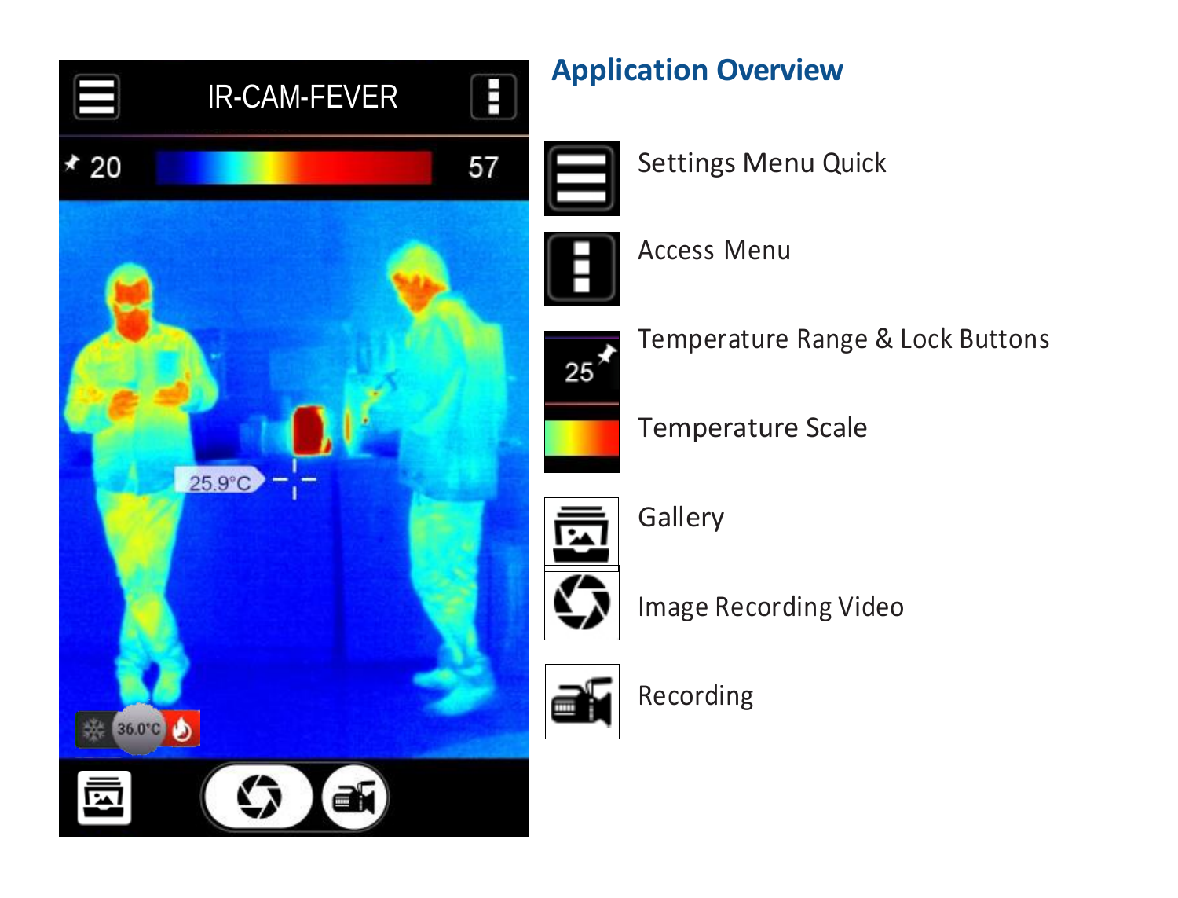## Application Overview

- Settings Menu Quick
- Access Menu
- Temperature Range & Lock Buttons
- Temperature Scale
- Gallery
- Image Recording Video
- Recording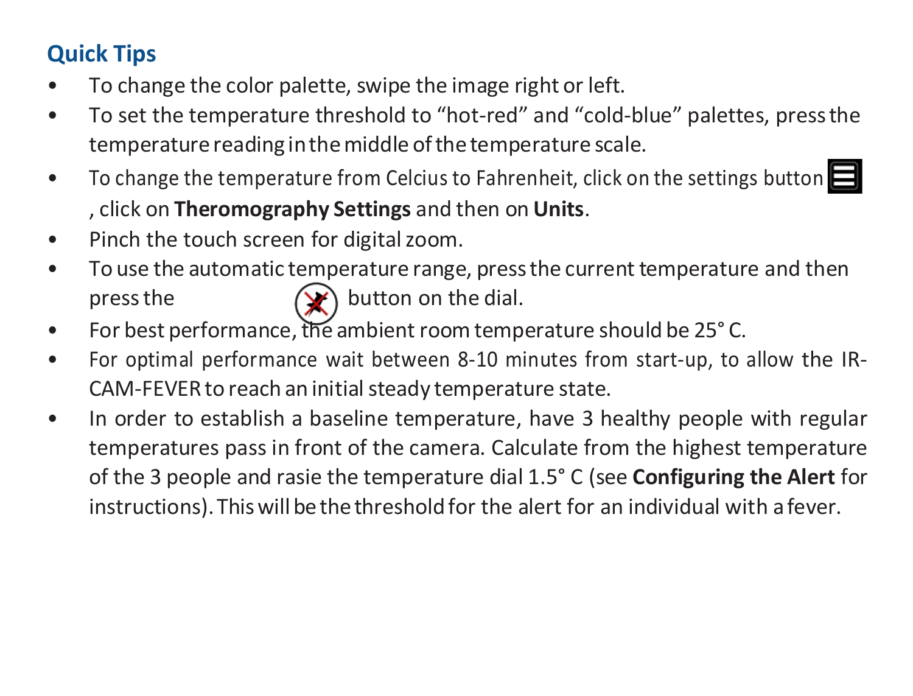## Quick Tips

- To change the color palette, swipe the image right or left.
- To set the temperature threshold to "hot-red" and "cold-blue" palettes, press the temperature reading in the middle of the temperature scale.
- To change the temperature from Celcius to Fahrenheit, click on the settings button , click on **Theromography Settings** and then on **Units**.
- Pinch the touch screen for digital zoom.
- To use the automatic temperature range, press the current temperature and then press the button on the dial.
- For best performance, the ambient room temperature should be 25° C.
- For optimal performance wait between 8-10 minutes from start-up, to allow the IR-CAM-FEVER to reach an initial steady temperature state.
- In order to establish a baseline temperature, have 3 healthy people with regular temperatures pass in front of the camera. Calculate from the highest temperature of the 3 people and rasie the temperature dial 1.5° C (see **Configuring the Alert** for instructions). This will be the threshold for the alert for an individual with a fever.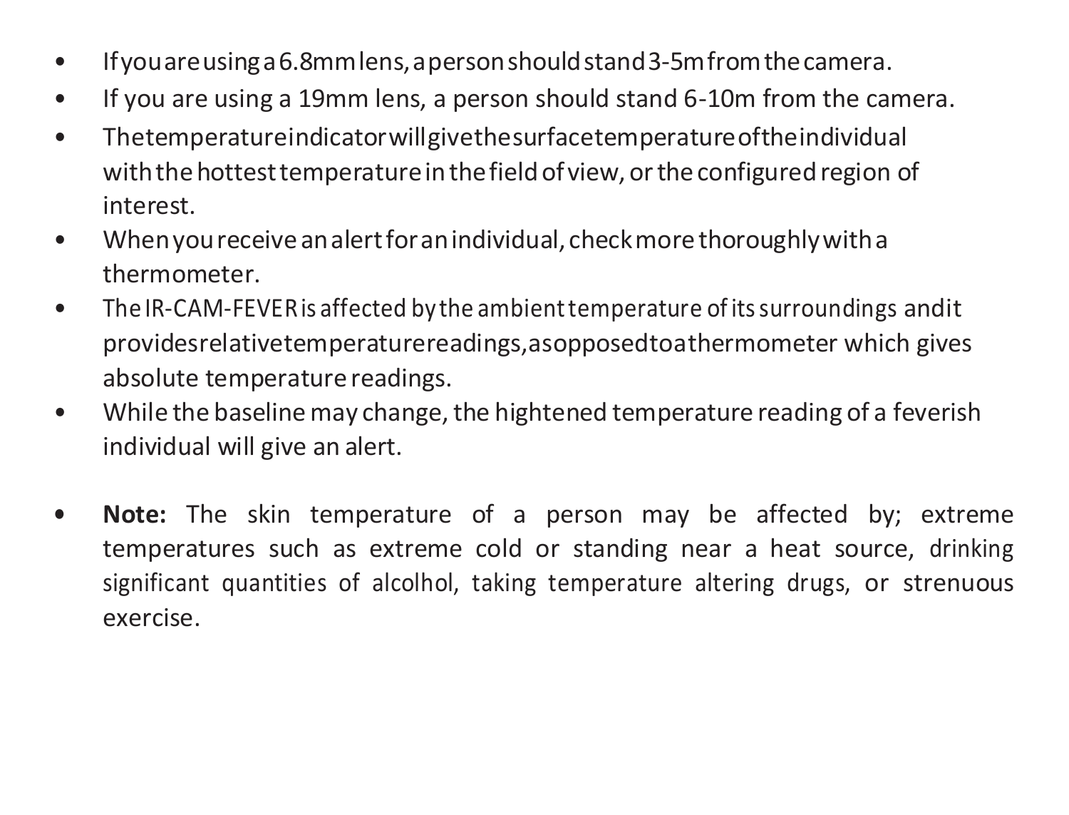- If you are using a 6.8mm lens, a person should stand 3-5m from the camera.
- If you are using a 19mm lens, a person should stand 6-10m from the camera.
- The temperature indicator will give the surface temperature of the individual with the hottest temperature in the field of view, or the configured region of interest.
- When you receive an alert for an individual, check more thoroughly with a thermometer.
- The IR-CAM-FEVER is affected by the ambient temperature of its surroundings and it provides relative temperature readings, as opposed to a thermometer which gives absolute temperature readings.
- While the baseline may change, the hightened temperature reading of a feverish individual will give an alert.

- **Note:** The skin temperature of a person may be affected by; extreme temperatures such as extreme cold or standing near a heat source, drinking significant quantities of alcohol, taking temperature altering drugs, or strenuous exercise.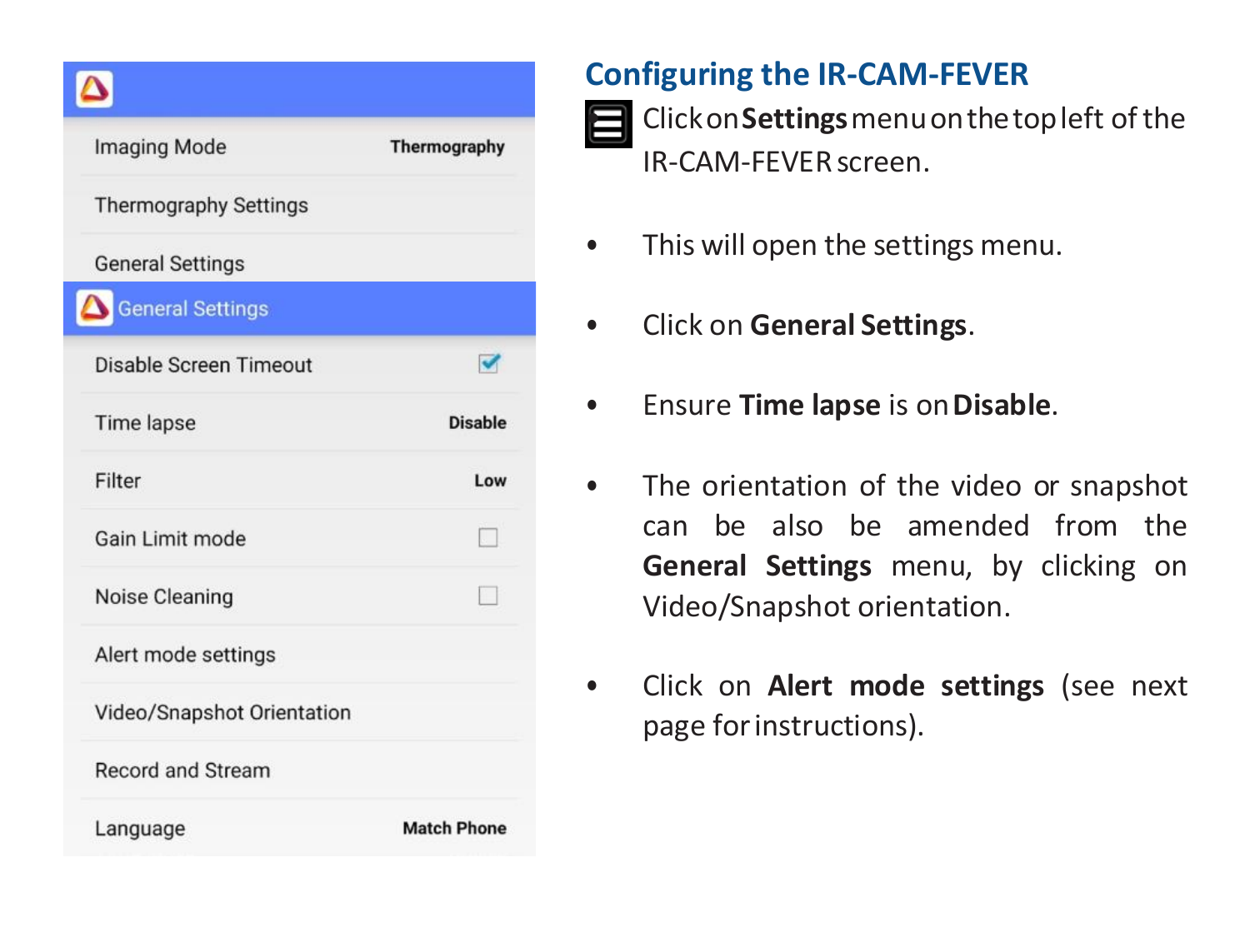Imaging Mode — Thermography

Thermography Settings

General Settings

General Settings

| Setting | Value |
| --- | --- |
| Disable Screen Timeout | ☑ |
| Time lapse | Disable |
| Filter | Low |
| Gain Limit mode | ☐ |
| Noise Cleaning | ☐ |
| Alert mode settings | |
| Video/Snapshot Orientation | |
| Record and Stream | |
| Language | Match Phone |

## Configuring the IR-CAM-FEVER

Click on **Settings** menu on the top left of the IR-CAM-FEVER screen.

- This will open the settings menu.
- Click on **General Settings**.
- Ensure **Time lapse** is on **Disable**.
- The orientation of the video or snapshot can be also be amended from the **General Settings** menu, by clicking on Video/Snapshot orientation.
- Click on **Alert mode settings** (see next page for instructions).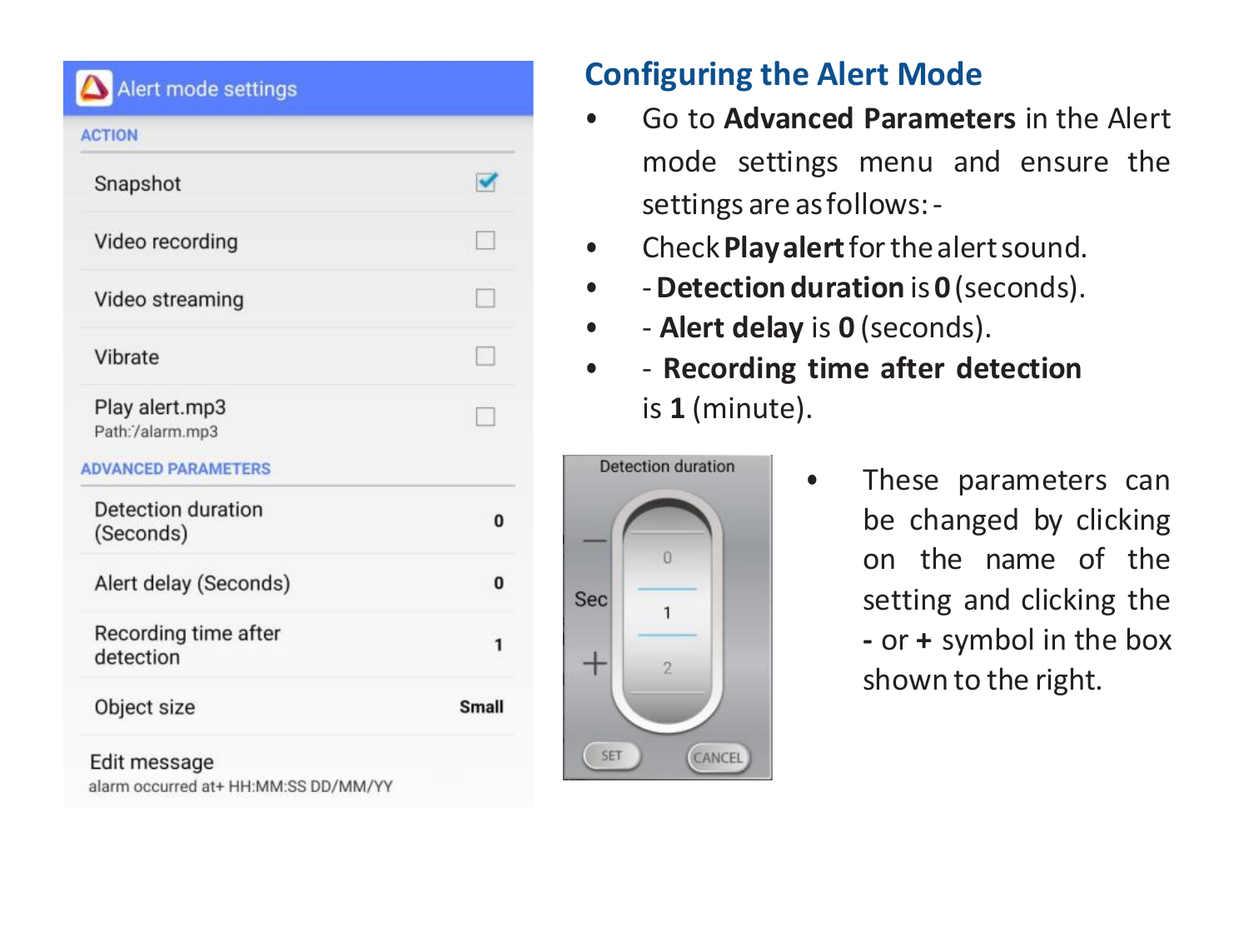## Configuring the Alert Mode

- Go to **Advanced Parameters** in the Alert mode settings menu and ensure the settings are as follows: -
- Check **Play alert** for the alert sound.
- - **Detection duration** is **0** (seconds).
- - **Alert delay** is **0** (seconds).
- - **Recording time after detection** is **1** (minute).

- These parameters can be changed by clicking on the name of the setting and clicking the **-** or **+** symbol in the box shown to the right.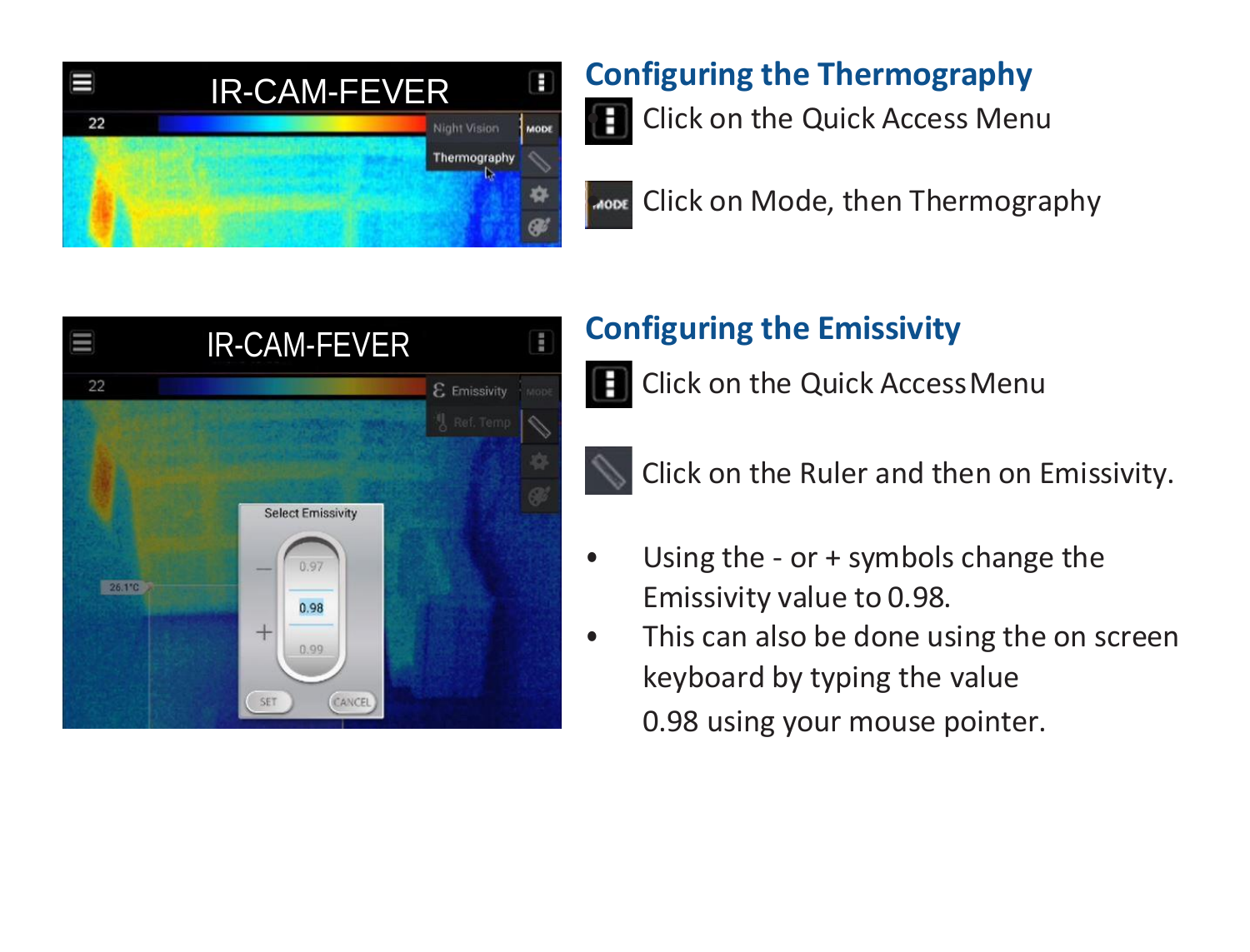## Configuring the Thermography

Click on the Quick Access Menu

Click on Mode, then Thermography

## Configuring the Emissivity

Click on the Quick Access Menu

Click on the Ruler and then on Emissivity.

- Using the - or + symbols change the Emissivity value to 0.98.
- This can also be done using the on screen keyboard by typing the value 0.98 using your mouse pointer.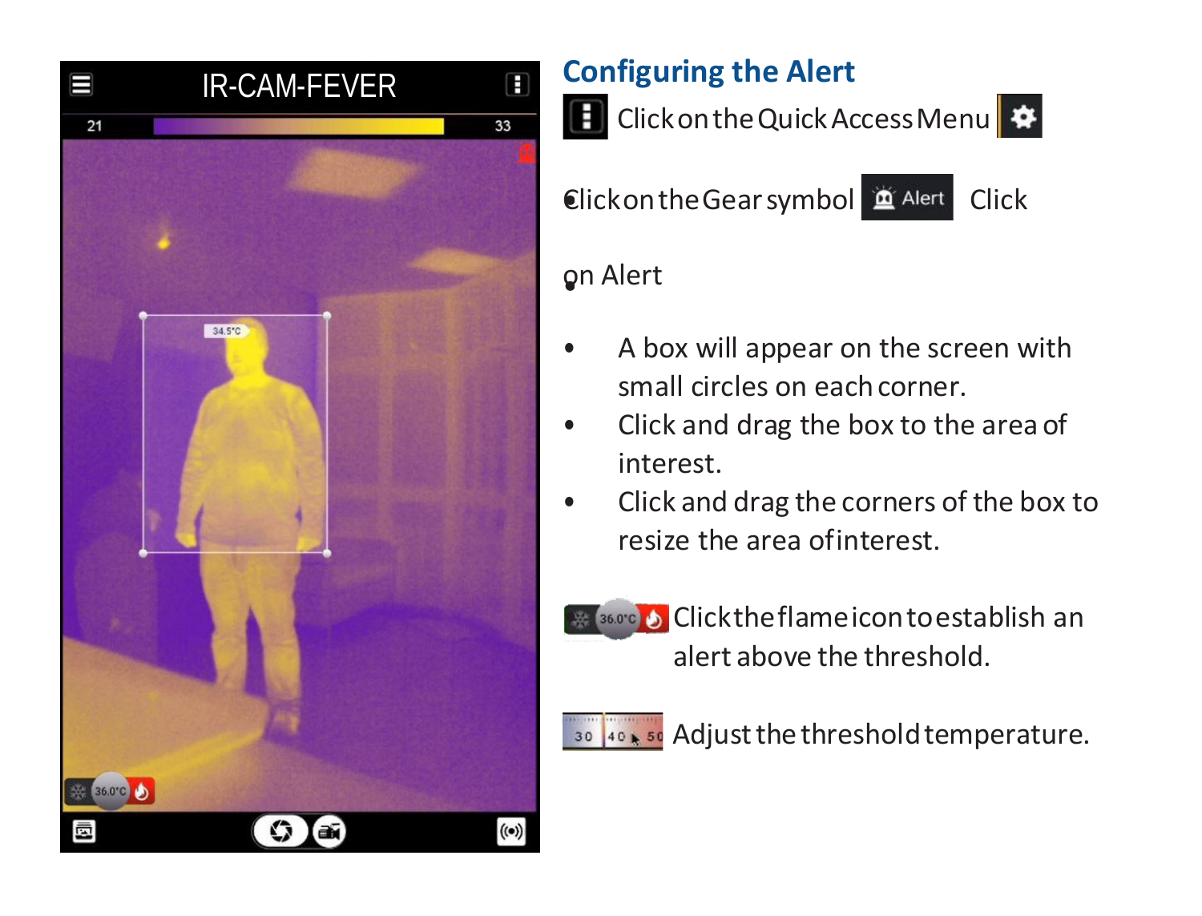## Configuring the Alert

Click on the Quick Access Menu

Click on the Gear symbol  Click

on Alert

- A box will appear on the screen with small circles on each corner.
- Click and drag the box to the area of interest.
- Click and drag the corners of the box to resize the area of interest.

Click the flame icon to establish an alert above the threshold.

Adjust the threshold temperature.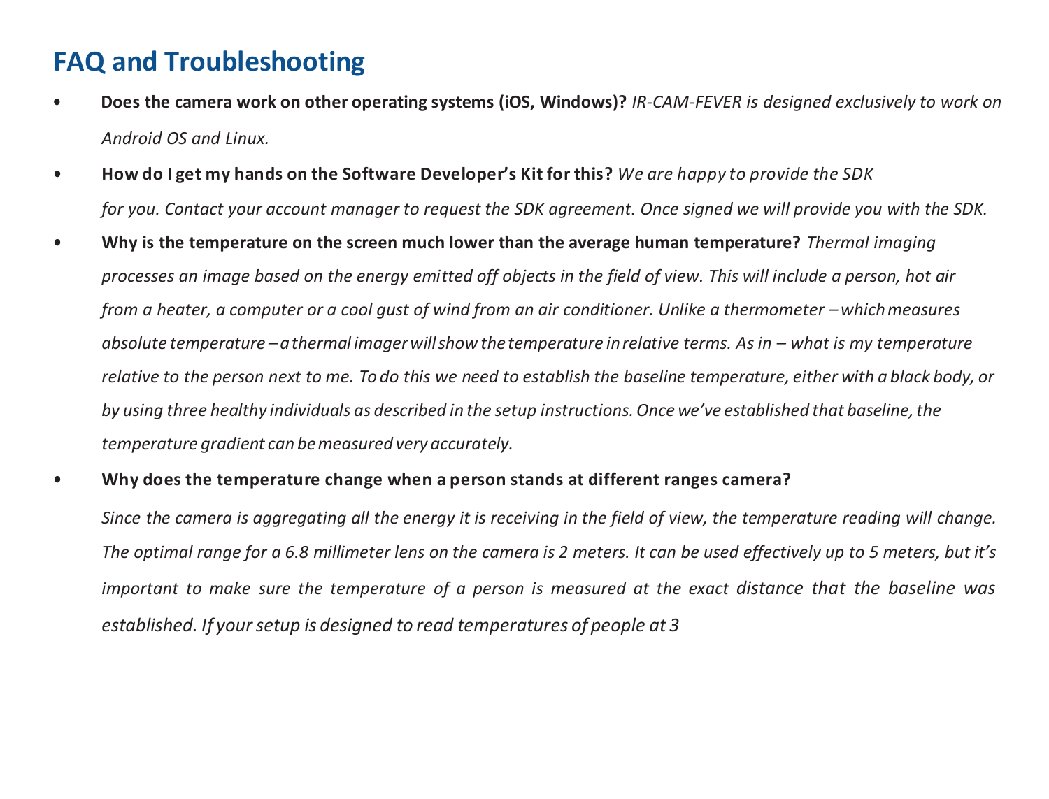## FAQ and Troubleshooting

- **Does the camera work on other operating systems (iOS, Windows)?** *IR-CAM-FEVER is designed exclusively to work on Android OS and Linux.*
- **How do I get my hands on the Software Developer's Kit for this?** *We are happy to provide the SDK for you. Contact your account manager to request the SDK agreement. Once signed we will provide you with the SDK.*
- **Why is the temperature on the screen much lower than the average human temperature?** *Thermal imaging processes an image based on the energy emitted off objects in the field of view. This will include a person, hot air from a heater, a computer or a cool gust of wind from an air conditioner. Unlike a thermometer – which measures absolute temperature – a thermal imager will show the temperature in relative terms. As in – what is my temperature relative to the person next to me. To do this we need to establish the baseline temperature, either with a black body, or by using three healthy individuals as described in the setup instructions. Once we've established that baseline, the temperature gradient can be measured very accurately.*
- **Why does the temperature change when a person stands at different ranges camera?**

  *Since the camera is aggregating all the energy it is receiving in the field of view, the temperature reading will change. The optimal range for a 6.8 millimeter lens on the camera is 2 meters. It can be used effectively up to 5 meters, but it's important to make sure the temperature of a person is measured at the exact distance that the baseline was established. If your setup is designed to read temperatures of people at 3*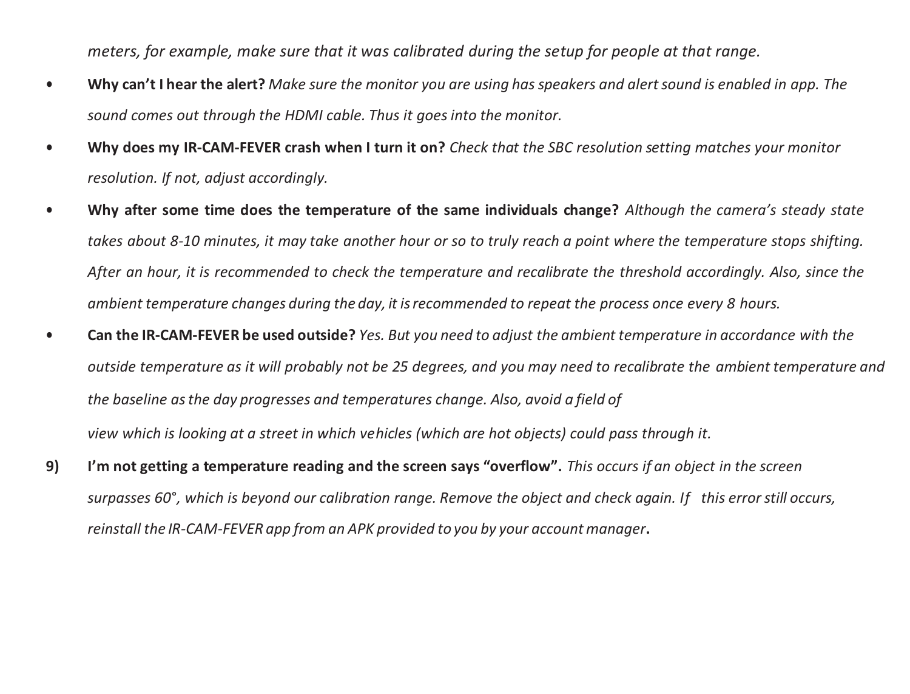*meters, for example, make sure that it was calibrated during the setup for people at that range.*

- **Why can't I hear the alert?** *Make sure the monitor you are using has speakers and alert sound is enabled in app. The sound comes out through the HDMI cable. Thus it goes into the monitor.*
- **Why does my IR-CAM-FEVER crash when I turn it on?** *Check that the SBC resolution setting matches your monitor resolution. If not, adjust accordingly.*
- **Why after some time does the temperature of the same individuals change?** *Although the camera's steady state takes about 8-10 minutes, it may take another hour or so to truly reach a point where the temperature stops shifting. After an hour, it is recommended to check the temperature and recalibrate the threshold accordingly. Also, since the ambient temperature changes during the day, it is recommended to repeat the process once every 8 hours.*
- **Can the IR-CAM-FEVER be used outside?** *Yes. But you need to adjust the ambient temperature in accordance with the outside temperature as it will probably not be 25 degrees, and you may need to recalibrate the ambient temperature and the baseline as the day progresses and temperatures change. Also, avoid a field of*

  *view which is looking at a street in which vehicles (which are hot objects) could pass through it.*

9) **I'm not getting a temperature reading and the screen says "overflow".** *This occurs if an object in the screen surpasses 60°, which is beyond our calibration range. Remove the object and check again. If this error still occurs, reinstall the IR-CAM-FEVER app from an APK provided to you by your account manager*.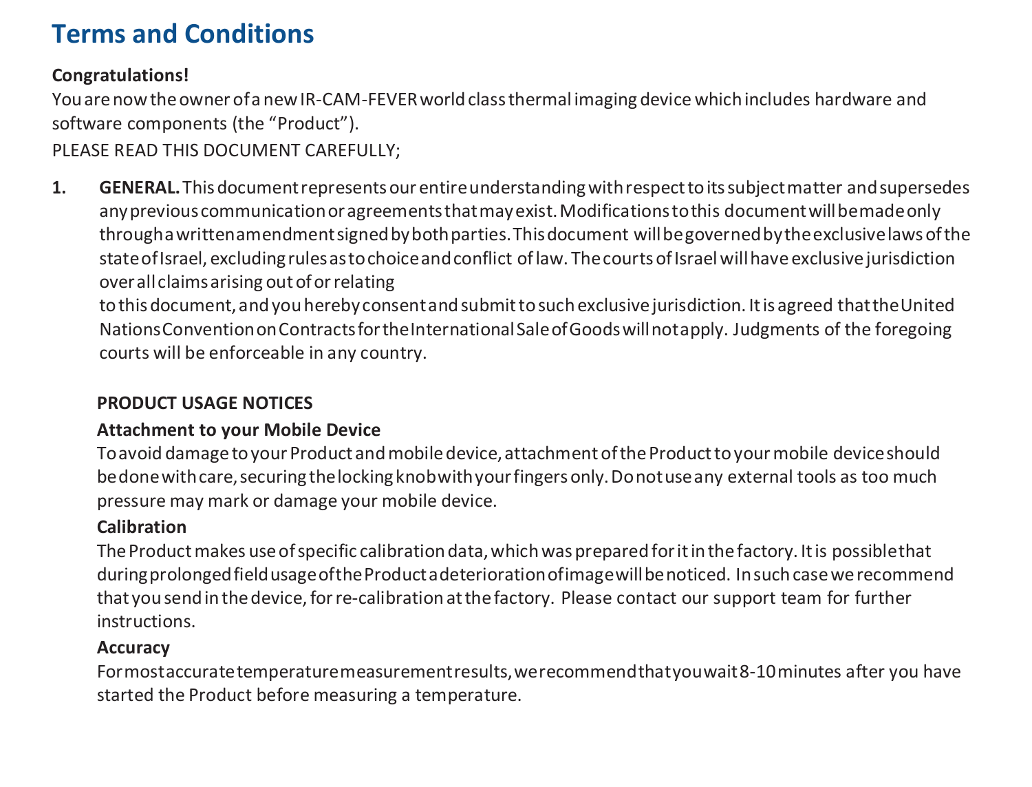# Terms and Conditions

**Congratulations!**

You are now the owner of a new IR-CAM-FEVER world class thermal imaging device which includes hardware and software components (the "Product").

PLEASE READ THIS DOCUMENT CAREFULLY;

1. **GENERAL.** This document represents our entire understanding with respect to its subject matter and supersedes any previous communication or agreements that may exist. Modifications to this document will be made only through a written amendment signed by both parties. This document will be governed by the exclusive laws of the state of Israel, excluding rules as to choice and conflict of law. The courts of Israel will have exclusive jurisdiction over all claims arising out of or relating to this document, and you hereby consent and submit to such exclusive jurisdiction. It is agreed that the United Nations Convention on Contracts for the International Sale of Goods will not apply. Judgments of the foregoing courts will be enforceable in any country.

**PRODUCT USAGE NOTICES**

**Attachment to your Mobile Device**

To avoid damage to your Product and mobile device, attachment of the Product to your mobile device should be done with care, securing the locking knob with your fingers only. Do not use any external tools as too much pressure may mark or damage your mobile device.

**Calibration**

The Product makes use of specific calibration data, which was prepared for it in the factory. It is possible that during prolonged field usage of the Product a deterioration of image will be noticed. In such case we recommend that you send in the device, for re-calibration at the factory. Please contact our support team for further instructions.

**Accuracy**

For most accurate temperature measurement results, we recommend that you wait 8-10 minutes after you have started the Product before measuring a temperature.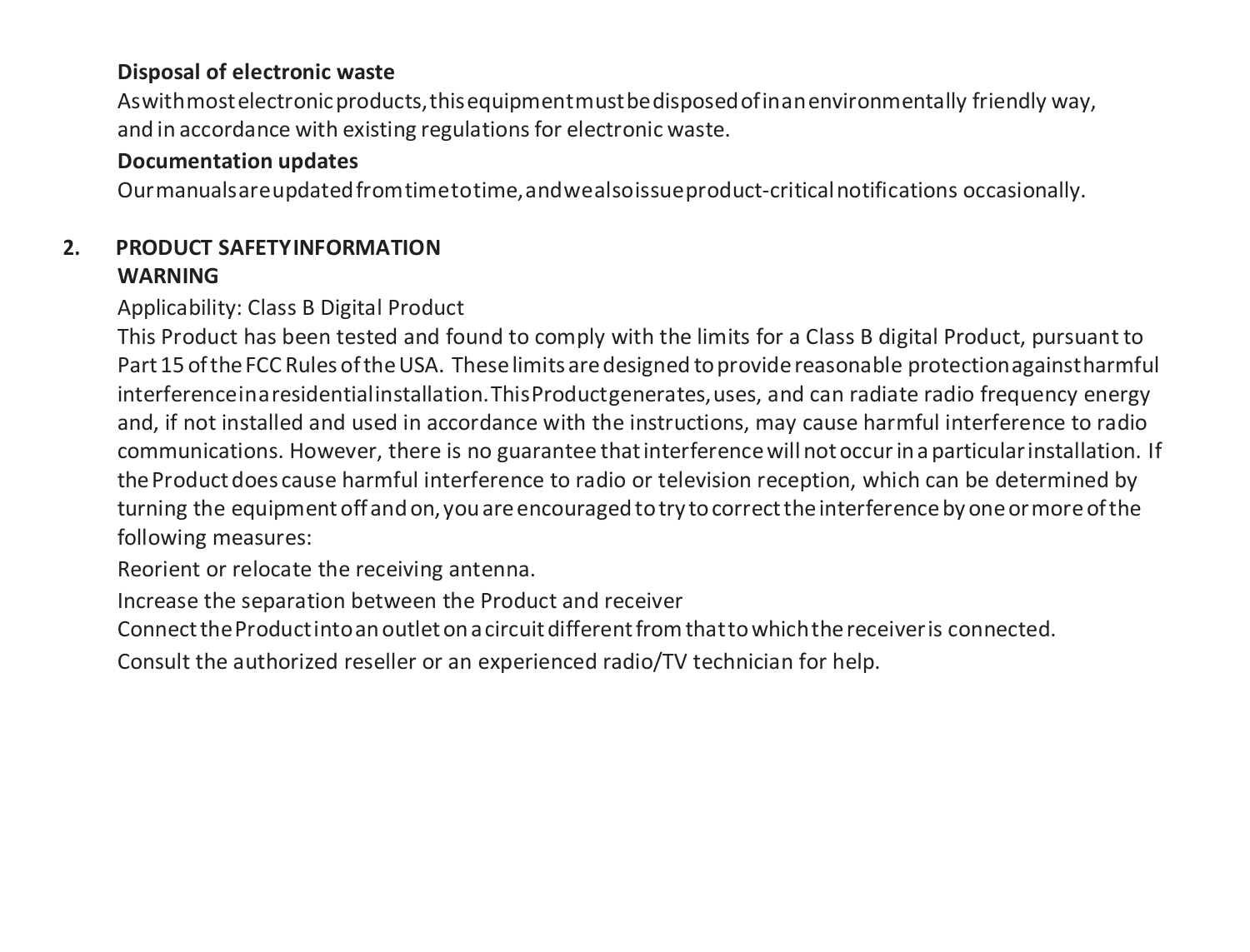**Disposal of electronic waste**

As with most electronic products, this equipment must be disposed of in an environmentally friendly way, and in accordance with existing regulations for electronic waste.

**Documentation updates**

Our manuals are updated from time to time, and we also issue product-critical notifications occasionally.

## 2. PRODUCT SAFETY INFORMATION

**WARNING**

Applicability: Class B Digital Product

This Product has been tested and found to comply with the limits for a Class B digital Product, pursuant to Part 15 of the FCC Rules of the USA. These limits are designed to provide reasonable protection against harmful interference in a residential installation. This Product generates, uses, and can radiate radio frequency energy and, if not installed and used in accordance with the instructions, may cause harmful interference to radio communications. However, there is no guarantee that interference will not occur in a particular installation. If the Product does cause harmful interference to radio or television reception, which can be determined by turning the equipment off and on, you are encouraged to try to correct the interference by one or more of the following measures:

Reorient or relocate the receiving antenna.

Increase the separation between the Product and receiver

Connect the Product into an outlet on a circuit different from that to which the receiver is connected.

Consult the authorized reseller or an experienced radio/TV technician for help.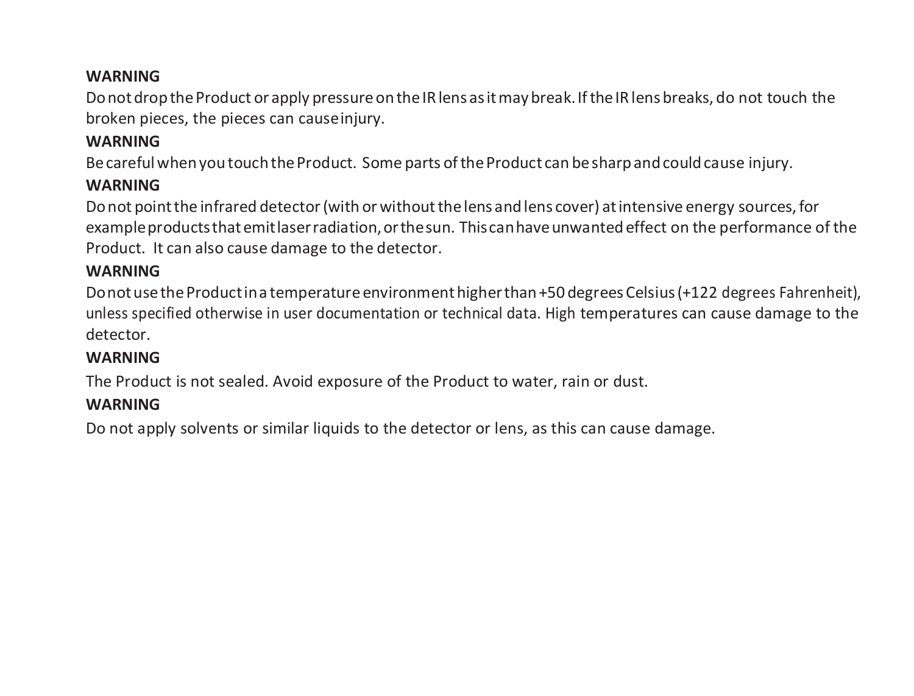**WARNING**

Do not drop the Product or apply pressure on the IR lens as it may break. If the IR lens breaks, do not touch the broken pieces, the pieces can cause injury.

**WARNING**

Be careful when you touch the Product. Some parts of the Product can be sharp and could cause injury.

**WARNING**

Do not point the infrared detector (with or without the lens and lens cover) at intensive energy sources, for example products that emit laser radiation, or the sun. This can have unwanted effect on the performance of the Product. It can also cause damage to the detector.

**WARNING**

Do not use the Product in a temperature environment higher than +50 degrees Celsius (+122 degrees Fahrenheit), unless specified otherwise in user documentation or technical data. High temperatures can cause damage to the detector.

**WARNING**

The Product is not sealed. Avoid exposure of the Product to water, rain or dust.

**WARNING**

Do not apply solvents or similar liquids to the detector or lens, as this can cause damage.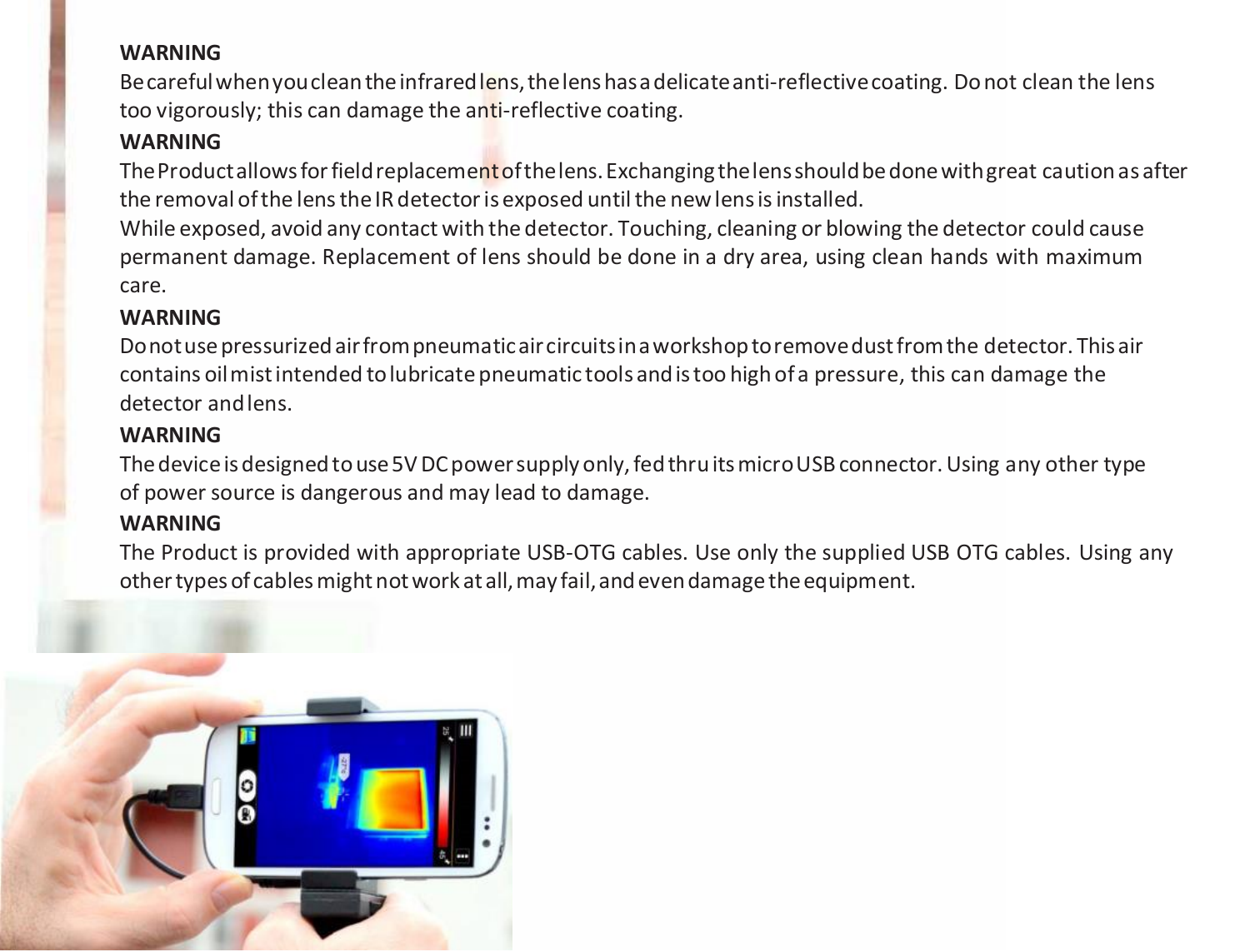**WARNING**

Be careful when you clean the infrared lens, the lens has a delicate anti-reflective coating. Do not clean the lens too vigorously; this can damage the anti-reflective coating.

**WARNING**

The Product allows for field replacement of the lens. Exchanging the lens should be done with great caution as after the removal of the lens the IR detector is exposed until the new lens is installed.

While exposed, avoid any contact with the detector. Touching, cleaning or blowing the detector could cause permanent damage. Replacement of lens should be done in a dry area, using clean hands with maximum care.

**WARNING**

Do not use pressurized air from pneumatic air circuits in a workshop to remove dust from the detector. This air contains oil mist intended to lubricate pneumatic tools and is too high of a pressure, this can damage the detector and lens.

**WARNING**

The device is designed to use 5V DC power supply only, fed thru its micro USB connector. Using any other type of power source is dangerous and may lead to damage.

**WARNING**

The Product is provided with appropriate USB-OTG cables. Use only the supplied USB OTG cables. Using any other types of cables might not work at all, may fail, and even damage the equipment.